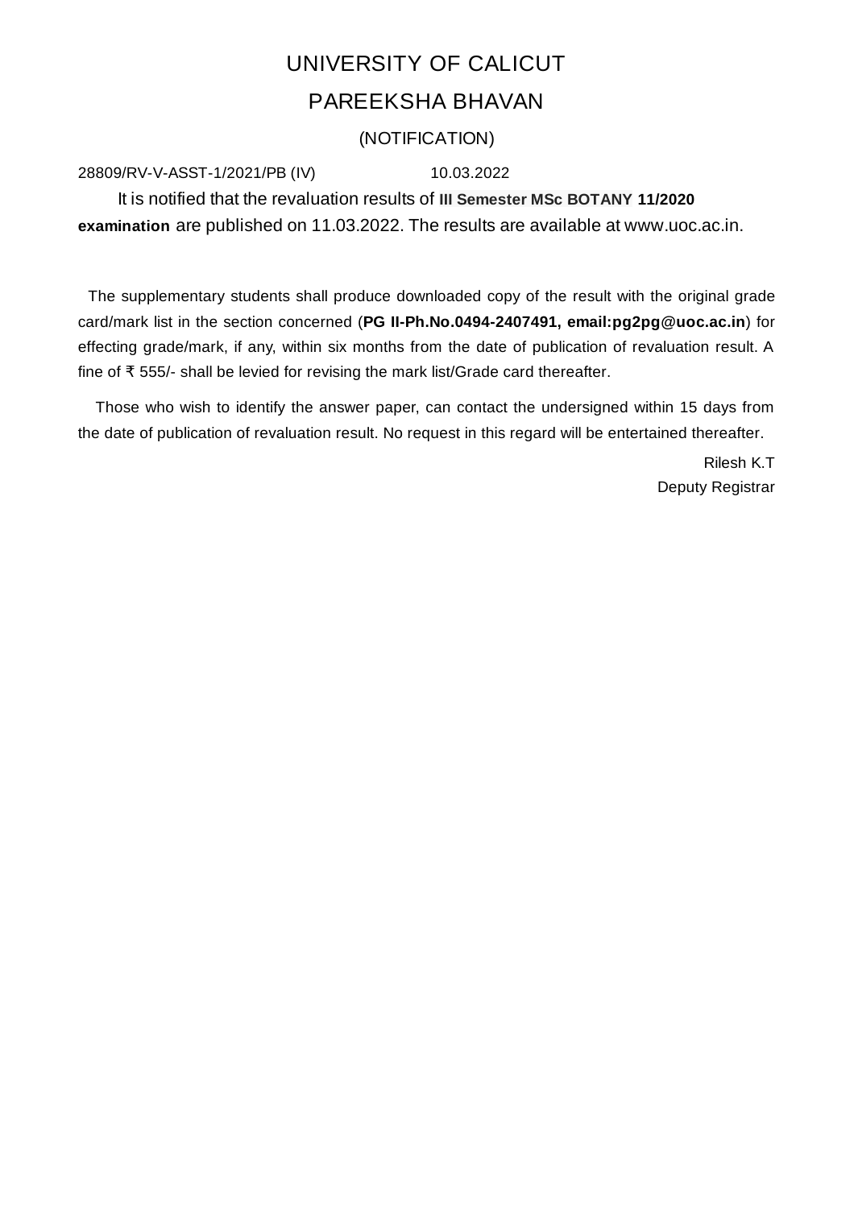# UNIVERSITY OF CALICUT

## PAREEKSHA BHAVAN

### (NOTIFICATION)

28809/RV-V-ASST-1/2021/PB (IV) 10.03.2022

It is notified that the revaluation results of **III Semester MSc BOTANY 11/2020 examination** are published on 11.03.2022. The results are available at www.uoc.ac.in.

The supplementary students shall produce downloaded copy of the result with the original grade card/mark list in the section concerned (**PG II-Ph.No.0494-2407491, email:pg2pg@uoc.ac.in**) for effecting grade/mark, if any, within six months from the date of publication of revaluation result. A fine of ₹ 555/- shall be levied for revising the mark list/Grade card thereafter.

Those who wish to identify the answer paper, can contact the undersigned within 15 days from the date of publication of revaluation result. No request in this regard will be entertained thereafter.

Rilesh K.T
Deputy Registrar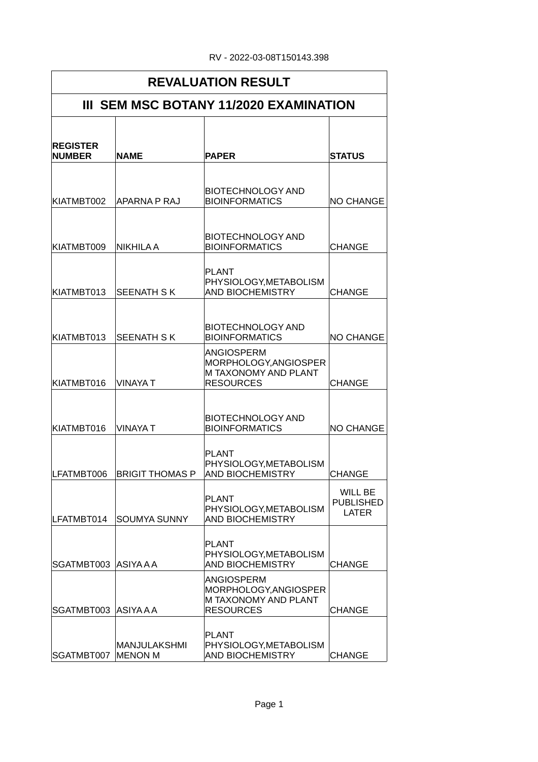RV - 2022-03-08T150143.398

| REVALUATION RESULT | | | |
|---|---|---|---|
| **III SEM MSC BOTANY 11/2020 EXAMINATION** | | | |
| **REGISTER NUMBER** | **NAME** | **PAPER** | **STATUS** |
| KIATMBT002 | APARNA P RAJ | BIOTECHNOLOGY AND BIOINFORMATICS | NO CHANGE |
| KIATMBT009 | NIKHILA A | BIOTECHNOLOGY AND BIOINFORMATICS | CHANGE |
| KIATMBT013 | SEENATH S K | PLANT PHYSIOLOGY,METABOLISM AND BIOCHEMISTRY | CHANGE |
| KIATMBT013 | SEENATH S K | BIOTECHNOLOGY AND BIOINFORMATICS | NO CHANGE |
| KIATMBT016 | VINAYA T | ANGIOSPERM MORPHOLOGY,ANGIOSPERM TAXONOMY AND PLANT RESOURCES | CHANGE |
| KIATMBT016 | VINAYA T | BIOTECHNOLOGY AND BIOINFORMATICS | NO CHANGE |
| LFATMBT006 | BRIGIT THOMAS P | PLANT PHYSIOLOGY,METABOLISM AND BIOCHEMISTRY | CHANGE |
| LFATMBT014 | SOUMYA SUNNY | PLANT PHYSIOLOGY,METABOLISM AND BIOCHEMISTRY | WILL BE PUBLISHED LATER |
| SGATMBT003 | ASIYA A A | PLANT PHYSIOLOGY,METABOLISM AND BIOCHEMISTRY | CHANGE |
| SGATMBT003 | ASIYA A A | ANGIOSPERM MORPHOLOGY,ANGIOSPERM TAXONOMY AND PLANT RESOURCES | CHANGE |
| SGATMBT007 | MANJULAKSHMI MENON M | PLANT PHYSIOLOGY,METABOLISM AND BIOCHEMISTRY | CHANGE |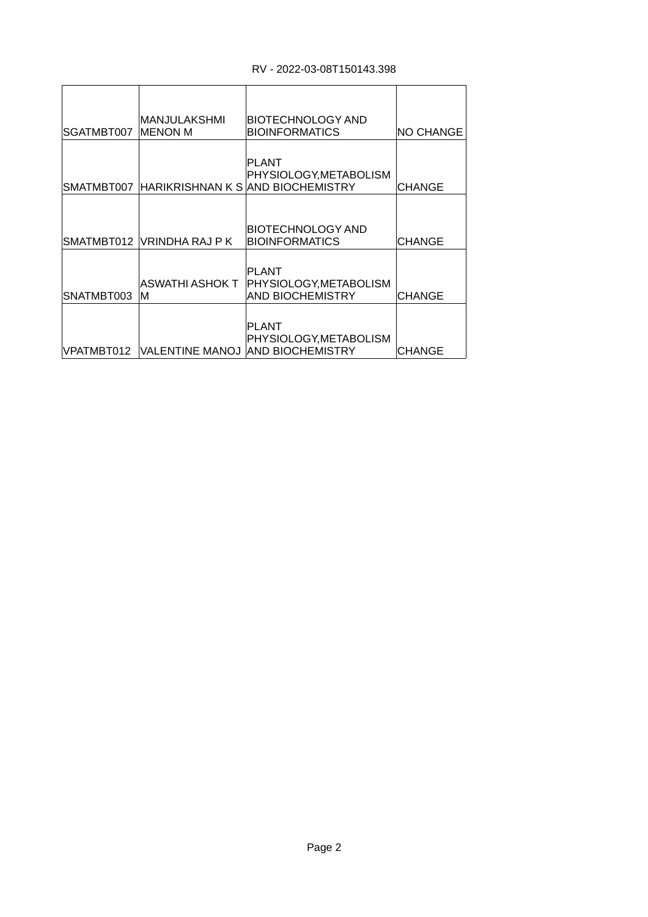RV - 2022-03-08T150143.398

| | | | |
|---|---|---|---|
| SGATMBT007 | MANJULAKSHMI MENON M | BIOTECHNOLOGY AND BIOINFORMATICS | NO CHANGE |
| SMATMBT007 | HARIKRISHNAN K S | PLANT PHYSIOLOGY,METABOLISM AND BIOCHEMISTRY | CHANGE |
| SMATMBT012 | VRINDHA RAJ P K | BIOTECHNOLOGY AND BIOINFORMATICS | CHANGE |
| SNATMBT003 | ASWATHI ASHOK T M | PLANT PHYSIOLOGY,METABOLISM AND BIOCHEMISTRY | CHANGE |
| VPATMBT012 | VALENTINE MANOJ | PLANT PHYSIOLOGY,METABOLISM AND BIOCHEMISTRY | CHANGE |